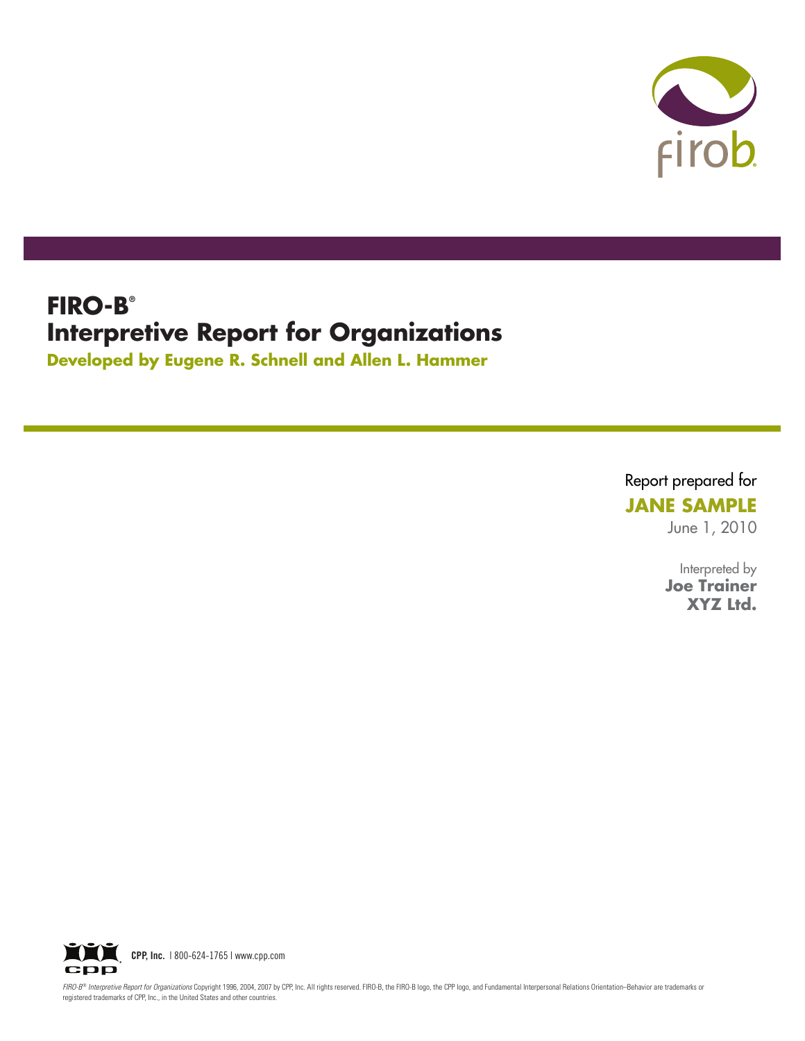firob

# FIRO-B®
# Interpretive Report for Organizations

**Developed by Eugene R. Schnell and Allen L. Hammer**

Report prepared for

**JANE SAMPLE**

June 1, 2010

Interpreted by

**Joe Trainer**
**XYZ Ltd.**

**CPP, Inc.** | 800-624-1765 | www.cpp.com

*FIRO-B® Interpretive Report for Organizations* Copyright 1996, 2004, 2007 by CPP, Inc. All rights reserved. FIRO-B, the FIRO-B logo, the CPP logo, and Fundamental Interpersonal Relations Orientation–Behavior are trademarks or registered trademarks of CPP, Inc., in the United States and other countries.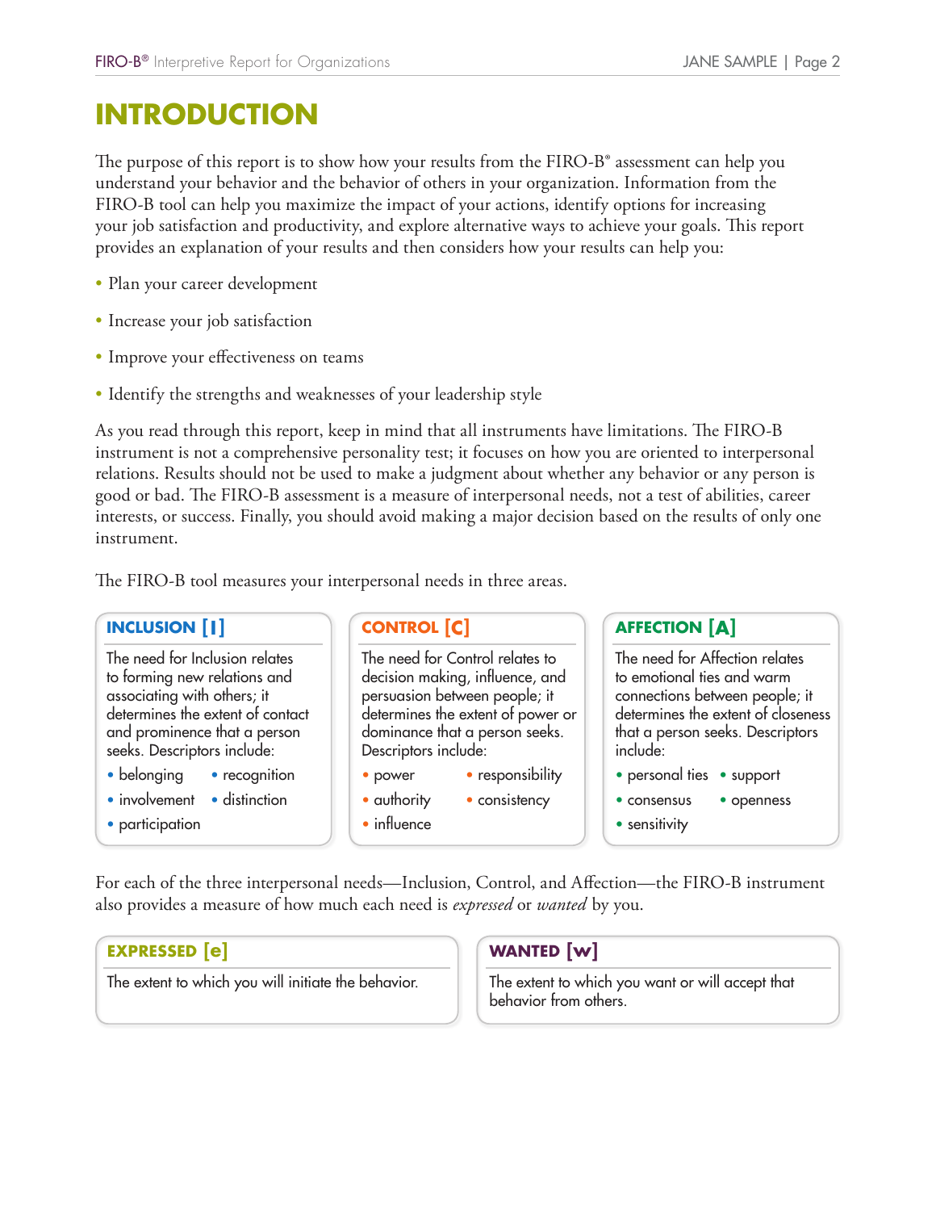# INTRODUCTION

The purpose of this report is to show how your results from the FIRO-B® assessment can help you understand your behavior and the behavior of others in your organization. Information from the FIRO-B tool can help you maximize the impact of your actions, identify options for increasing your job satisfaction and productivity, and explore alternative ways to achieve your goals. This report provides an explanation of your results and then considers how your results can help you:

- Plan your career development
- Increase your job satisfaction
- Improve your effectiveness on teams
- Identify the strengths and weaknesses of your leadership style

As you read through this report, keep in mind that all instruments have limitations. The FIRO-B instrument is not a comprehensive personality test; it focuses on how you are oriented to interpersonal relations. Results should not be used to make a judgment about whether any behavior or any person is good or bad. The FIRO-B assessment is a measure of interpersonal needs, not a test of abilities, career interests, or success. Finally, you should avoid making a major decision based on the results of only one instrument.

The FIRO-B tool measures your interpersonal needs in three areas.

### INCLUSION [I]

The need for Inclusion relates to forming new relations and associating with others; it determines the extent of contact and prominence that a person seeks. Descriptors include:

- belonging
- involvement
- participation
- recognition
- distinction

### CONTROL [C]

The need for Control relates to decision making, influence, and persuasion between people; it determines the extent of power or dominance that a person seeks. Descriptors include:

- power
- authority
- influence
- responsibility
- consistency

### AFFECTION [A]

The need for Affection relates to emotional ties and warm connections between people; it determines the extent of closeness that a person seeks. Descriptors include:

- personal ties
- consensus
- sensitivity
- support
- openness

For each of the three interpersonal needs—Inclusion, Control, and Affection—the FIRO-B instrument also provides a measure of how much each need is *expressed* or *wanted* by you.

### EXPRESSED [e]

The extent to which you will initiate the behavior.

### WANTED [w]

The extent to which you want or will accept that behavior from others.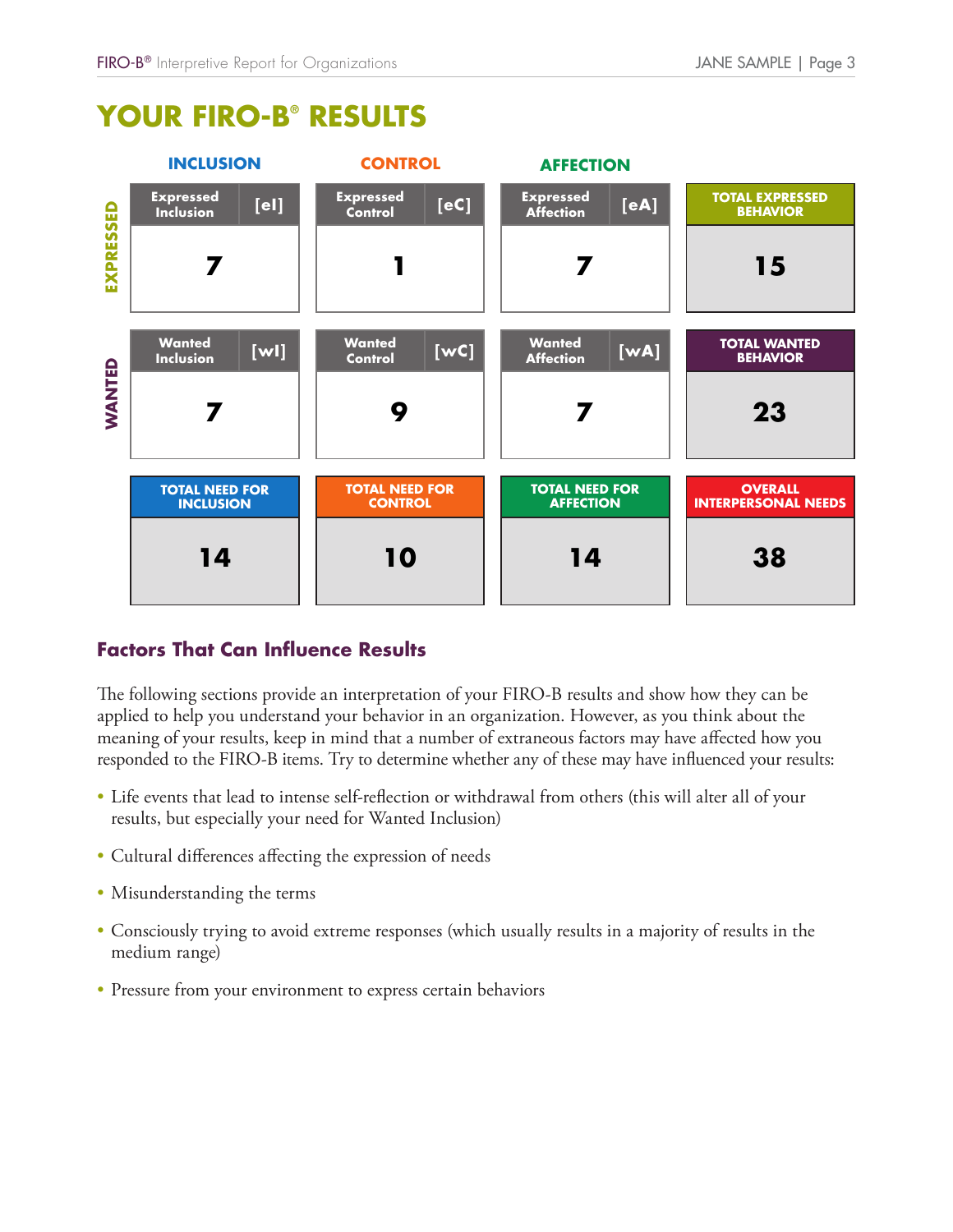# YOUR FIRO-B® RESULTS

| | INCLUSION | CONTROL | AFFECTION | |
|---|---|---|---|---|
| **EXPRESSED** | Expressed Inclusion [eI]: **7** | Expressed Control [eC]: **1** | Expressed Affection [eA]: **7** | TOTAL EXPRESSED BEHAVIOR: **15** |
| **WANTED** | Wanted Inclusion [wI]: **7** | Wanted Control [wC]: **9** | Wanted Affection [wA]: **7** | TOTAL WANTED BEHAVIOR: **23** |
| | TOTAL NEED FOR INCLUSION: **14** | TOTAL NEED FOR CONTROL: **10** | TOTAL NEED FOR AFFECTION: **14** | OVERALL INTERPERSONAL NEEDS: **38** |

## Factors That Can Influence Results

The following sections provide an interpretation of your FIRO-B results and show how they can be applied to help you understand your behavior in an organization. However, as you think about the meaning of your results, keep in mind that a number of extraneous factors may have affected how you responded to the FIRO-B items. Try to determine whether any of these may have influenced your results:

- Life events that lead to intense self-reflection or withdrawal from others (this will alter all of your results, but especially your need for Wanted Inclusion)
- Cultural differences affecting the expression of needs
- Misunderstanding the terms
- Consciously trying to avoid extreme responses (which usually results in a majority of results in the medium range)
- Pressure from your environment to express certain behaviors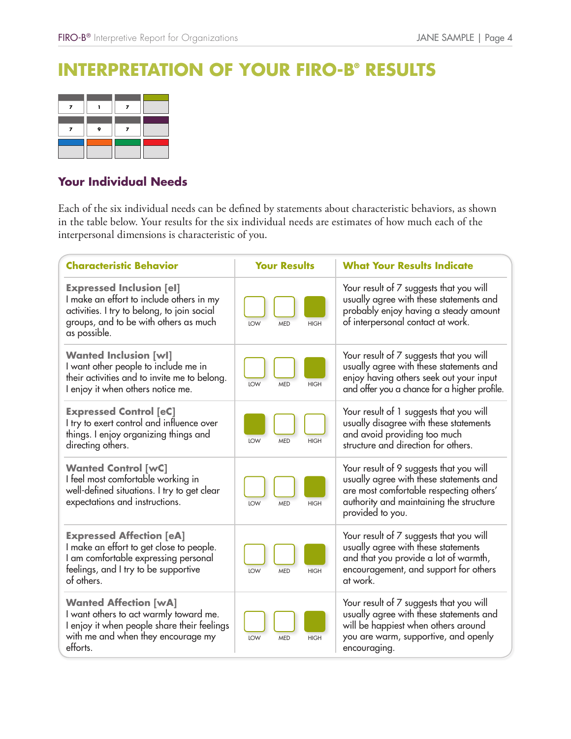# INTERPRETATION OF YOUR FIRO-B® RESULTS

| 7 | 1 | 7 | |
|---|---|---|---|
| 7 | 9 | 7 | |
| | | | |

## Your Individual Needs

Each of the six individual needs can be defined by statements about characteristic behaviors, as shown in the table below. Your results for the six individual needs are estimates of how much each of the interpersonal dimensions is characteristic of you.

| Characteristic Behavior | Your Results | What Your Results Indicate |
|---|---|---|
| **Expressed Inclusion [eI]** I make an effort to include others in my activities. I try to belong, to join social groups, and to be with others as much as possible. | HIGH | Your result of 7 suggests that you will usually agree with these statements and probably enjoy having a steady amount of interpersonal contact at work. |
| **Wanted Inclusion [wI]** I want other people to include me in their activities and to invite me to belong. I enjoy it when others notice me. | HIGH | Your result of 7 suggests that you will usually agree with these statements and enjoy having others seek out your input and offer you a chance for a higher profile. |
| **Expressed Control [eC]** I try to exert control and influence over things. I enjoy organizing things and directing others. | LOW | Your result of 1 suggests that you will usually disagree with these statements and avoid providing too much structure and direction for others. |
| **Wanted Control [wC]** I feel most comfortable working in well-defined situations. I try to get clear expectations and instructions. | HIGH | Your result of 9 suggests that you will usually agree with these statements and are most comfortable respecting others' authority and maintaining the structure provided to you. |
| **Expressed Affection [eA]** I make an effort to get close to people. I am comfortable expressing personal feelings, and I try to be supportive of others. | HIGH | Your result of 7 suggests that you will usually agree with these statements and that you provide a lot of warmth, encouragement, and support for others at work. |
| **Wanted Affection [wA]** I want others to act warmly toward me. I enjoy it when people share their feelings with me and when they encourage my efforts. | HIGH | Your result of 7 suggests that you will usually agree with these statements and will be happiest when others around you are warm, supportive, and openly encouraging. |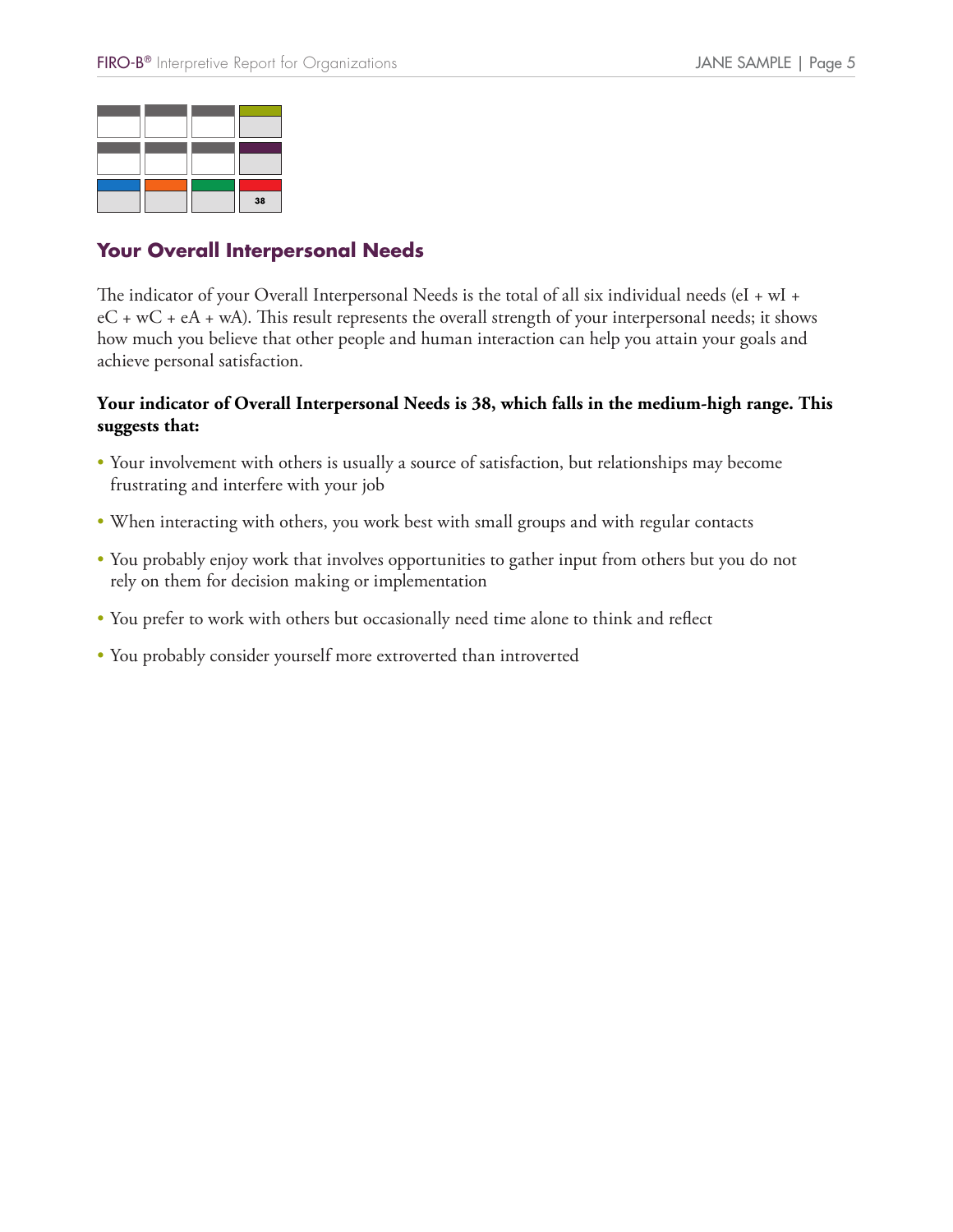| | | | |
|---|---|---|---|
| | | | |
| | | | |
| | | | 38 |

## Your Overall Interpersonal Needs

The indicator of your Overall Interpersonal Needs is the total of all six individual needs (eI + wI + eC + wC + eA + wA). This result represents the overall strength of your interpersonal needs; it shows how much you believe that other people and human interaction can help you attain your goals and achieve personal satisfaction.

**Your indicator of Overall Interpersonal Needs is 38, which falls in the medium-high range. This suggests that:**

- Your involvement with others is usually a source of satisfaction, but relationships may become frustrating and interfere with your job
- When interacting with others, you work best with small groups and with regular contacts
- You probably enjoy work that involves opportunities to gather input from others but you do not rely on them for decision making or implementation
- You prefer to work with others but occasionally need time alone to think and reflect
- You probably consider yourself more extroverted than introverted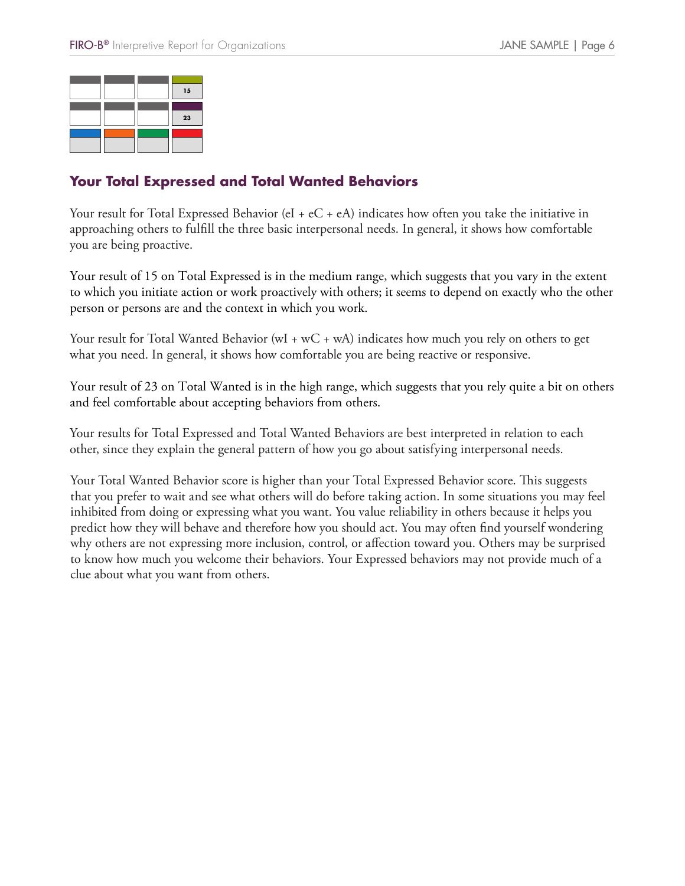| | | | |
|---|---|---|---|
| | | | 15 |
| | | | 23 |
| | | | |

## Your Total Expressed and Total Wanted Behaviors

Your result for Total Expressed Behavior (eI + eC + eA) indicates how often you take the initiative in approaching others to fulfill the three basic interpersonal needs. In general, it shows how comfortable you are being proactive.

Your result of 15 on Total Expressed is in the medium range, which suggests that you vary in the extent to which you initiate action or work proactively with others; it seems to depend on exactly who the other person or persons are and the context in which you work.

Your result for Total Wanted Behavior (wI + wC + wA) indicates how much you rely on others to get what you need. In general, it shows how comfortable you are being reactive or responsive.

Your result of 23 on Total Wanted is in the high range, which suggests that you rely quite a bit on others and feel comfortable about accepting behaviors from others.

Your results for Total Expressed and Total Wanted Behaviors are best interpreted in relation to each other, since they explain the general pattern of how you go about satisfying interpersonal needs.

Your Total Wanted Behavior score is higher than your Total Expressed Behavior score. This suggests that you prefer to wait and see what others will do before taking action. In some situations you may feel inhibited from doing or expressing what you want. You value reliability in others because it helps you predict how they will behave and therefore how you should act. You may often find yourself wondering why others are not expressing more inclusion, control, or affection toward you. Others may be surprised to know how much you welcome their behaviors. Your Expressed behaviors may not provide much of a clue about what you want from others.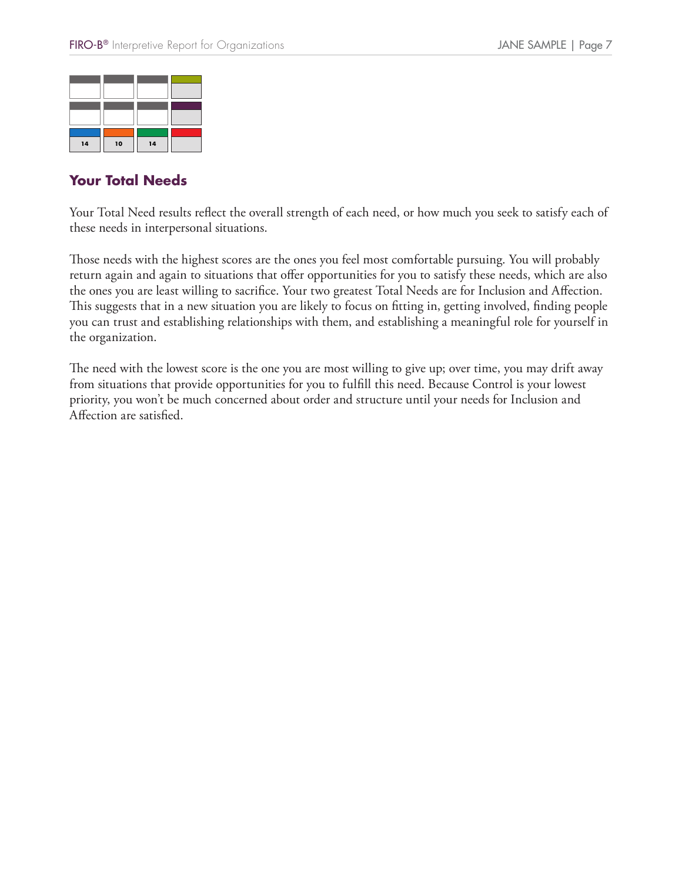| | | | |
|---|---|---|---|
| | | | |
| | | | |
| 14 | 10 | 14 | |

## Your Total Needs

Your Total Need results reflect the overall strength of each need, or how much you seek to satisfy each of these needs in interpersonal situations.

Those needs with the highest scores are the ones you feel most comfortable pursuing. You will probably return again and again to situations that offer opportunities for you to satisfy these needs, which are also the ones you are least willing to sacrifice. Your two greatest Total Needs are for Inclusion and Affection. This suggests that in a new situation you are likely to focus on fitting in, getting involved, finding people you can trust and establishing relationships with them, and establishing a meaningful role for yourself in the organization.

The need with the lowest score is the one you are most willing to give up; over time, you may drift away from situations that provide opportunities for you to fulfill this need. Because Control is your lowest priority, you won't be much concerned about order and structure until your needs for Inclusion and Affection are satisfied.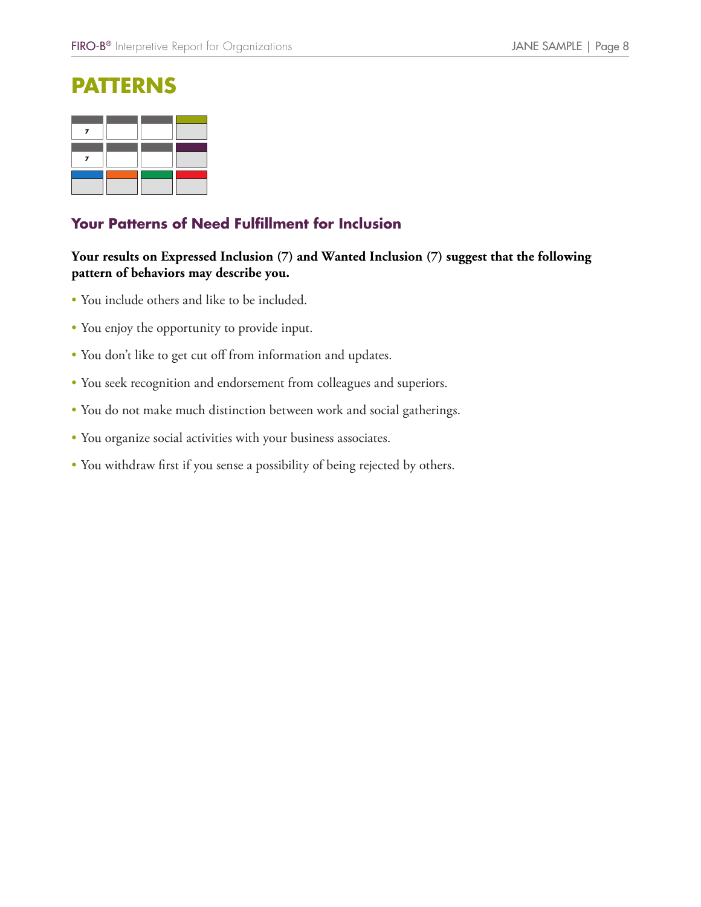# PATTERNS

| 7 | | | |
|---|---|---|---|
| 7 | | | |
| | | | |

## Your Patterns of Need Fulfillment for Inclusion

**Your results on Expressed Inclusion (7) and Wanted Inclusion (7) suggest that the following pattern of behaviors may describe you.**

- You include others and like to be included.
- You enjoy the opportunity to provide input.
- You don't like to get cut off from information and updates.
- You seek recognition and endorsement from colleagues and superiors.
- You do not make much distinction between work and social gatherings.
- You organize social activities with your business associates.
- You withdraw first if you sense a possibility of being rejected by others.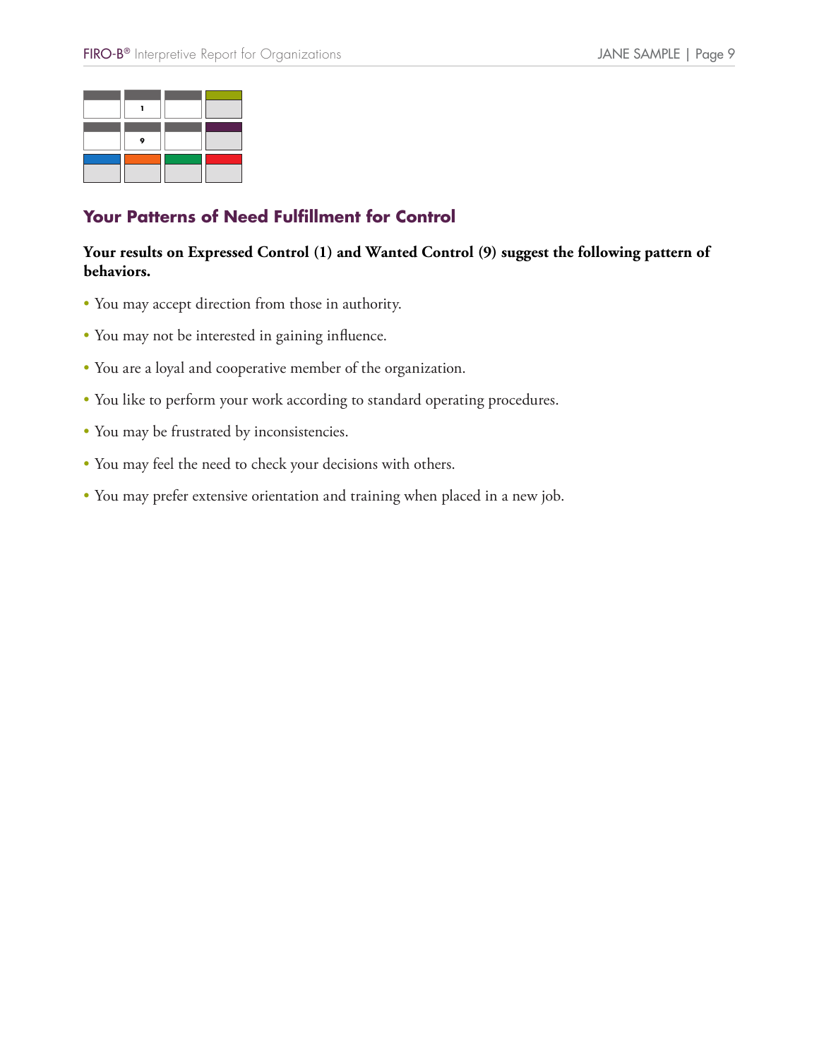| | | | |
|---|---|---|---|
| | 1 | | |
| | 9 | | |
| | | | |

## Your Patterns of Need Fulfillment for Control

**Your results on Expressed Control (1) and Wanted Control (9) suggest the following pattern of behaviors.**

- You may accept direction from those in authority.
- You may not be interested in gaining influence.
- You are a loyal and cooperative member of the organization.
- You like to perform your work according to standard operating procedures.
- You may be frustrated by inconsistencies.
- You may feel the need to check your decisions with others.
- You may prefer extensive orientation and training when placed in a new job.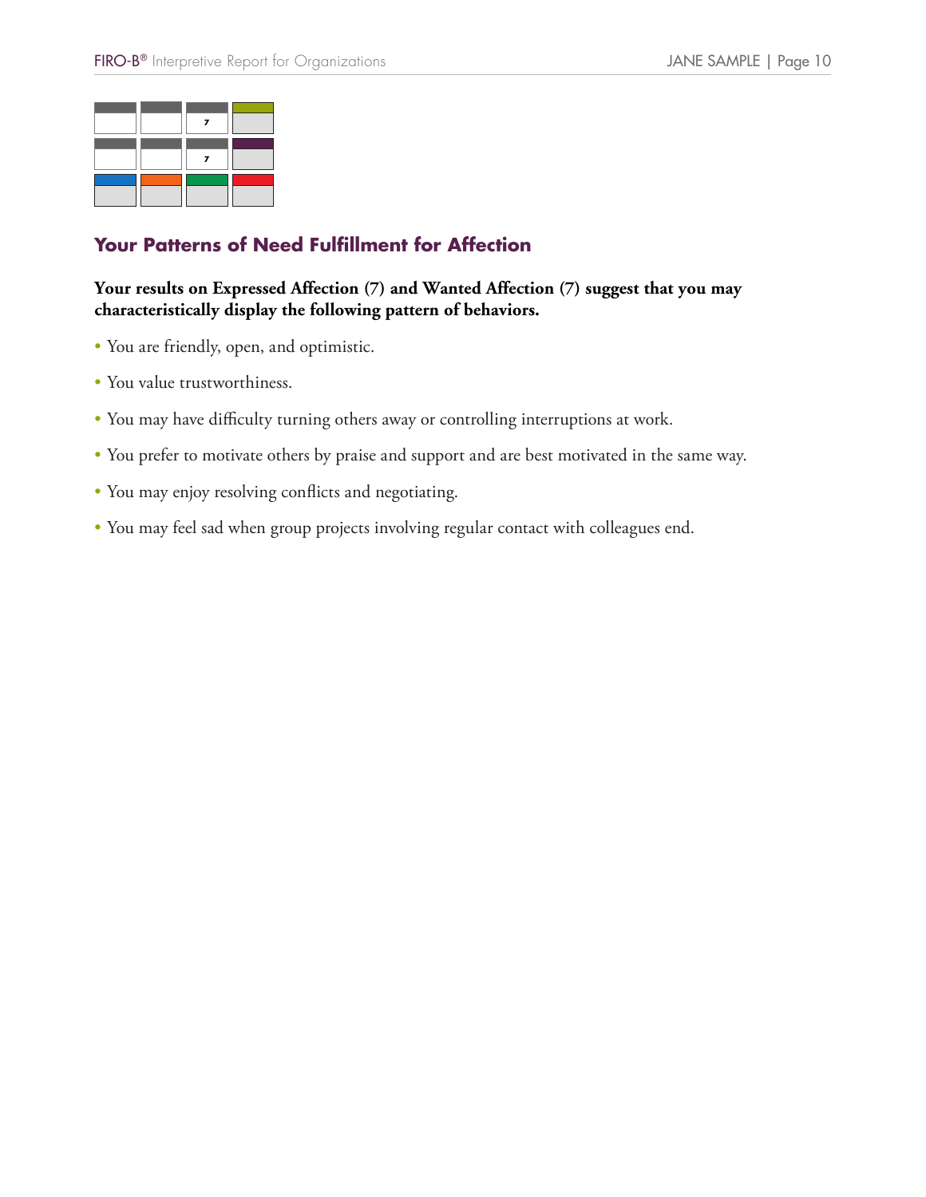## Your Patterns of Need Fulfillment for Affection

**Your results on Expressed Affection (7) and Wanted Affection (7) suggest that you may characteristically display the following pattern of behaviors.**

- You are friendly, open, and optimistic.
- You value trustworthiness.
- You may have difficulty turning others away or controlling interruptions at work.
- You prefer to motivate others by praise and support and are best motivated in the same way.
- You may enjoy resolving conflicts and negotiating.
- You may feel sad when group projects involving regular contact with colleagues end.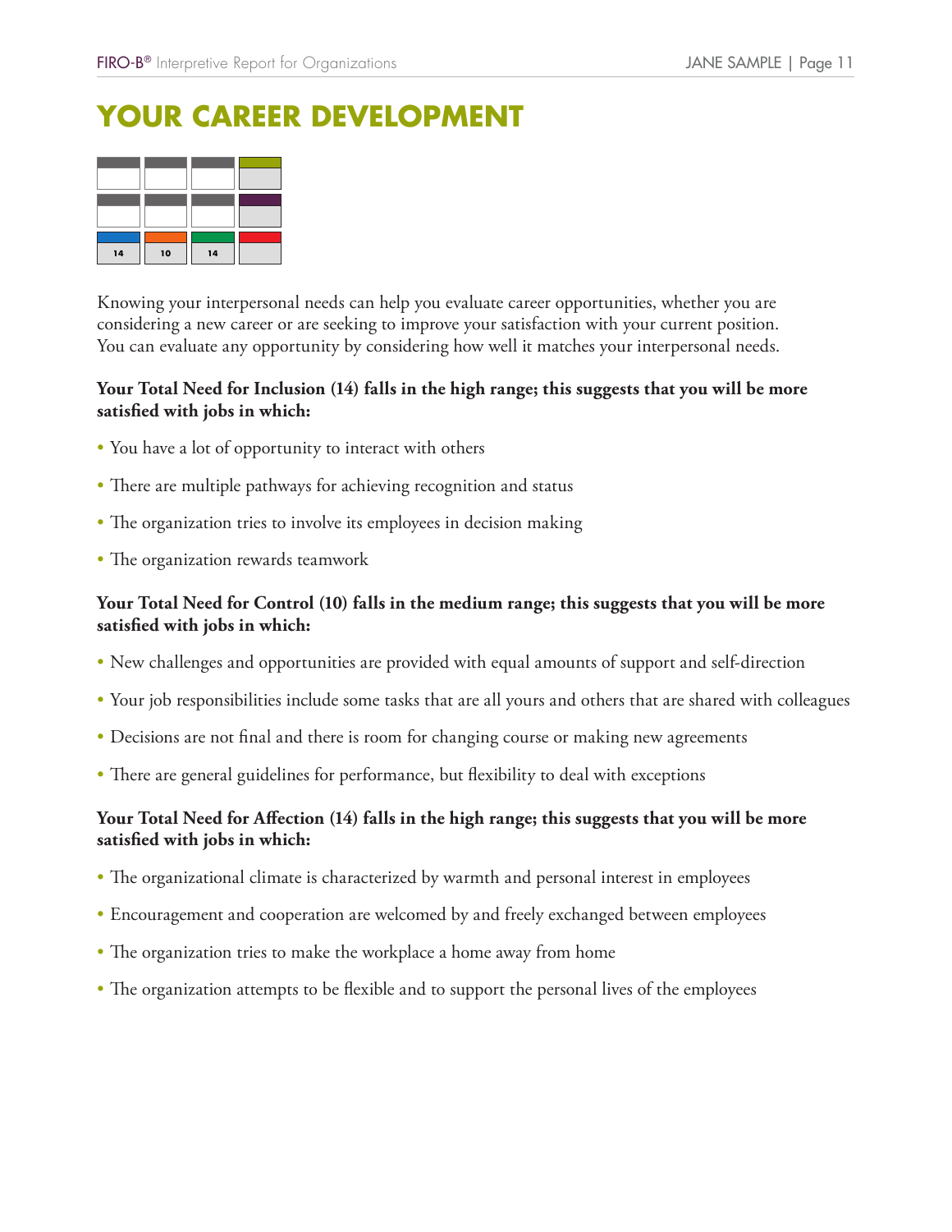# YOUR CAREER DEVELOPMENT

| | | | |
|---|---|---|---|
| | | | |
| | | | |
| 14 | 10 | 14 | |

Knowing your interpersonal needs can help you evaluate career opportunities, whether you are considering a new career or are seeking to improve your satisfaction with your current position. You can evaluate any opportunity by considering how well it matches your interpersonal needs.

**Your Total Need for Inclusion (14) falls in the high range; this suggests that you will be more satisfied with jobs in which:**

- You have a lot of opportunity to interact with others
- There are multiple pathways for achieving recognition and status
- The organization tries to involve its employees in decision making
- The organization rewards teamwork

**Your Total Need for Control (10) falls in the medium range; this suggests that you will be more satisfied with jobs in which:**

- New challenges and opportunities are provided with equal amounts of support and self-direction
- Your job responsibilities include some tasks that are all yours and others that are shared with colleagues
- Decisions are not final and there is room for changing course or making new agreements
- There are general guidelines for performance, but flexibility to deal with exceptions

**Your Total Need for Affection (14) falls in the high range; this suggests that you will be more satisfied with jobs in which:**

- The organizational climate is characterized by warmth and personal interest in employees
- Encouragement and cooperation are welcomed by and freely exchanged between employees
- The organization tries to make the workplace a home away from home
- The organization attempts to be flexible and to support the personal lives of the employees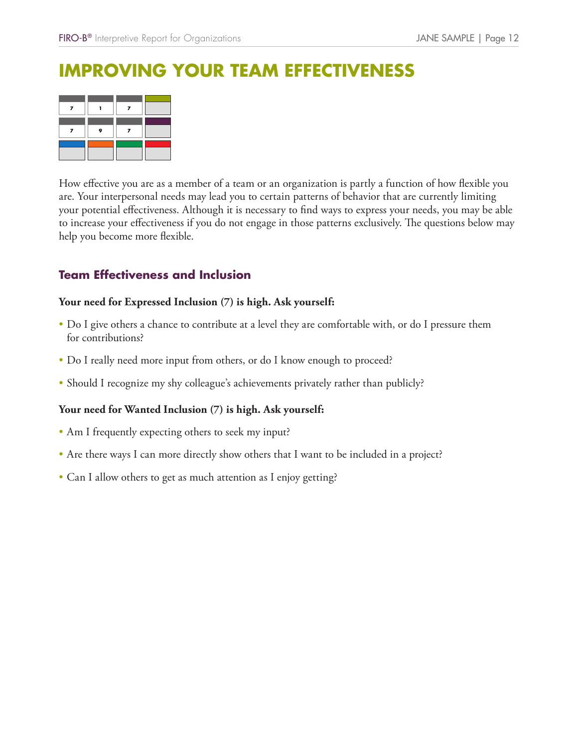# IMPROVING YOUR TEAM EFFECTIVENESS

| 7 | 1 | 7 | |
|---|---|---|---|
| 7 | 9 | 7 | |
| | | | |

How effective you are as a member of a team or an organization is partly a function of how flexible you are. Your interpersonal needs may lead you to certain patterns of behavior that are currently limiting your potential effectiveness. Although it is necessary to find ways to express your needs, you may be able to increase your effectiveness if you do not engage in those patterns exclusively. The questions below may help you become more flexible.

## Team Effectiveness and Inclusion

**Your need for Expressed Inclusion (7) is high. Ask yourself:**

- Do I give others a chance to contribute at a level they are comfortable with, or do I pressure them for contributions?
- Do I really need more input from others, or do I know enough to proceed?
- Should I recognize my shy colleague's achievements privately rather than publicly?

**Your need for Wanted Inclusion (7) is high. Ask yourself:**

- Am I frequently expecting others to seek my input?
- Are there ways I can more directly show others that I want to be included in a project?
- Can I allow others to get as much attention as I enjoy getting?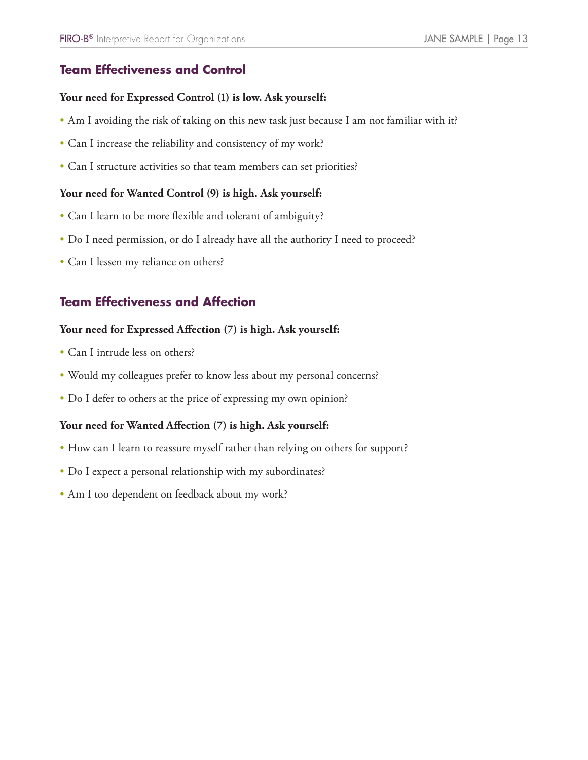## Team Effectiveness and Control

**Your need for Expressed Control (1) is low. Ask yourself:**

- Am I avoiding the risk of taking on this new task just because I am not familiar with it?
- Can I increase the reliability and consistency of my work?
- Can I structure activities so that team members can set priorities?

**Your need for Wanted Control (9) is high. Ask yourself:**

- Can I learn to be more flexible and tolerant of ambiguity?
- Do I need permission, or do I already have all the authority I need to proceed?
- Can I lessen my reliance on others?

## Team Effectiveness and Affection

**Your need for Expressed Affection (7) is high. Ask yourself:**

- Can I intrude less on others?
- Would my colleagues prefer to know less about my personal concerns?
- Do I defer to others at the price of expressing my own opinion?

**Your need for Wanted Affection (7) is high. Ask yourself:**

- How can I learn to reassure myself rather than relying on others for support?
- Do I expect a personal relationship with my subordinates?
- Am I too dependent on feedback about my work?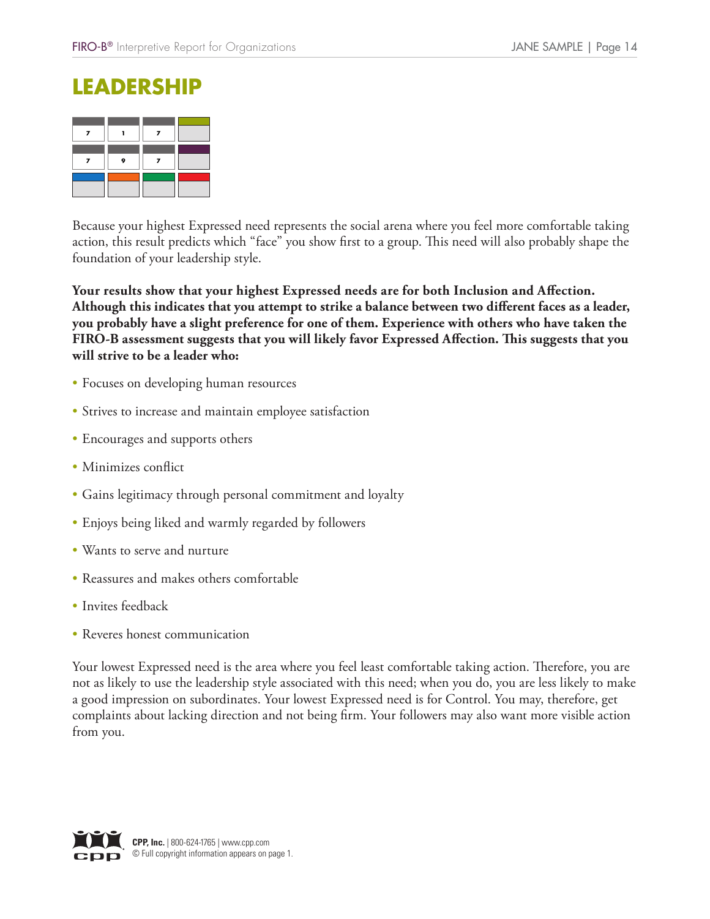# LEADERSHIP

| | | | |
|---|---|---|---|
| 7 | 1 | 7 | |
| 7 | 9 | 7 | |
| | | | |

Because your highest Expressed need represents the social arena where you feel more comfortable taking action, this result predicts which "face" you show first to a group. This need will also probably shape the foundation of your leadership style.

**Your results show that your highest Expressed needs are for both Inclusion and Affection. Although this indicates that you attempt to strike a balance between two different faces as a leader, you probably have a slight preference for one of them. Experience with others who have taken the FIRO-B assessment suggests that you will likely favor Expressed Affection. This suggests that you will strive to be a leader who:**

- Focuses on developing human resources
- Strives to increase and maintain employee satisfaction
- Encourages and supports others
- Minimizes conflict
- Gains legitimacy through personal commitment and loyalty
- Enjoys being liked and warmly regarded by followers
- Wants to serve and nurture
- Reassures and makes others comfortable
- Invites feedback
- Reveres honest communication

Your lowest Expressed need is the area where you feel least comfortable taking action. Therefore, you are not as likely to use the leadership style associated with this need; when you do, you are less likely to make a good impression on subordinates. Your lowest Expressed need is for Control. You may, therefore, get complaints about lacking direction and not being firm. Your followers may also want more visible action from you.

**CPP, Inc.** | 800-624-1765 | www.cpp.com
© Full copyright information appears on page 1.